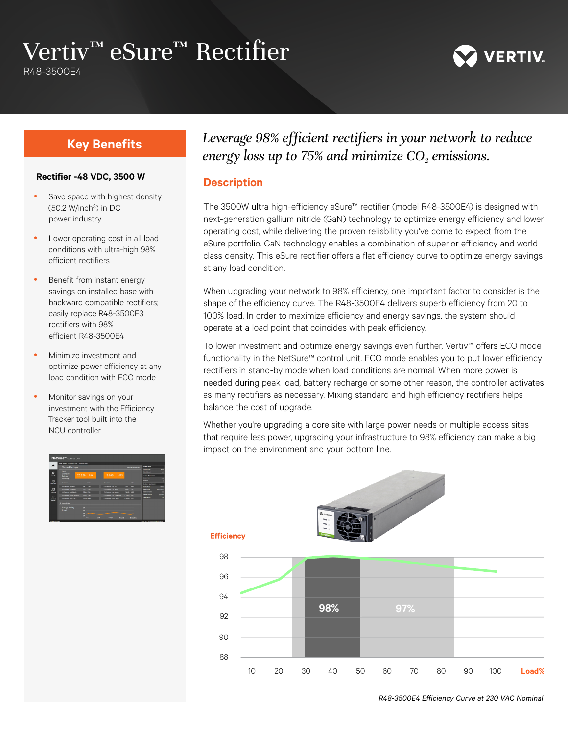# Vertiv™ eSure™ Rectifier

R48-3500E4

## Key Benefits

**Rectifier -48 VDC, 3500 W**

- Save space with highest density (50.2 W/inch$^3$) in DC power industry
- Lower operating cost in all load conditions with ultra-high 98% efficient rectifiers
- Benefit from instant energy savings on installed base with backward compatible rectifiers; easily replace R48-3500E3 rectifiers with 98% efficient R48-3500E4
- Minimize investment and optimize power efficiency at any load condition with ECO mode
- Monitor savings on your investment with the Efficiency Tracker tool built into the NCU controller

*Leverage 98% efficient rectifiers in your network to reduce energy loss up to 75% and minimize $CO_2$ emissions.*

## Description

The 3500W ultra high-efficiency eSure™ rectifier (model R48-3500E4) is designed with next-generation gallium nitride (GaN) technology to optimize energy efficiency and lower operating cost, while delivering the proven reliability you've come to expect from the eSure portfolio. GaN technology enables a combination of superior efficiency and world class density. This eSure rectifier offers a flat efficiency curve to optimize energy savings at any load condition.

When upgrading your network to 98% efficiency, one important factor to consider is the shape of the efficiency curve. The R48-3500E4 delivers superb efficiency from 20 to 100% load. In order to maximize efficiency and energy savings, the system should operate at a load point that coincides with peak efficiency.

To lower investment and optimize energy savings even further, Vertiv™ offers ECO mode functionality in the NetSure™ control unit. ECO mode enables you to put lower efficiency rectifiers in stand-by mode when load conditions are normal. When more power is needed during peak load, battery recharge or some other reason, the controller activates as many rectifiers as necessary. Mixing standard and high efficiency rectifiers helps balance the cost of upgrade.

Whether you're upgrading a core site with large power needs or multiple access sites that require less power, upgrading your infrastructure to 98% efficiency can make a big impact on the environment and your bottom line.

*R48-3500E4 Efficiency Curve at 230 VAC Nominal*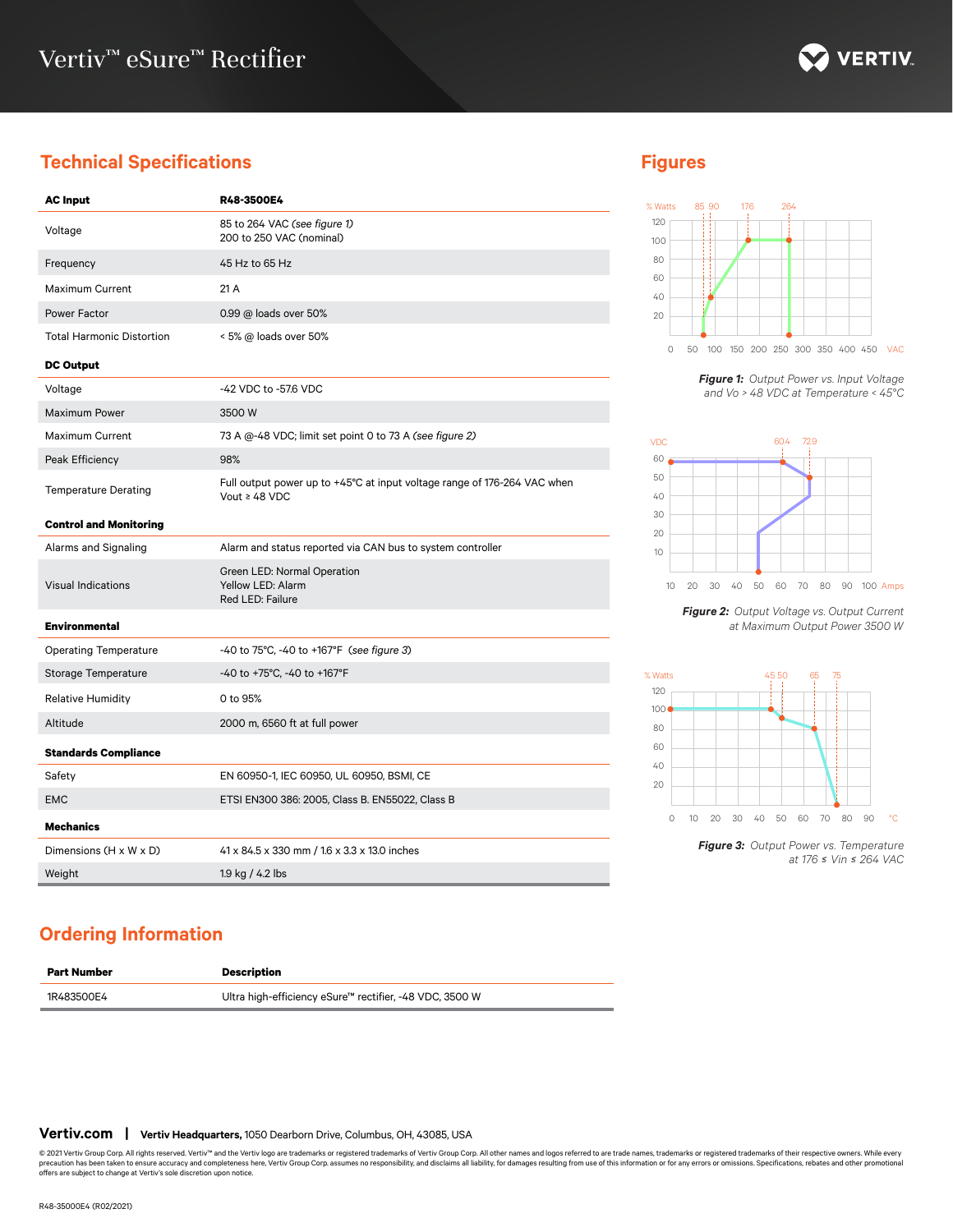# Vertiv™ eSure™ Rectifier

## Technical Specifications

| AC Input | R48-3500E4 |
|---|---|
| Voltage | 85 to 264 VAC *(see figure 1)*<br>200 to 250 VAC (nominal) |
| Frequency | 45 Hz to 65 Hz |
| Maximum Current | 21 A |
| Power Factor | 0.99 @ loads over 50% |
| Total Harmonic Distortion | < 5% @ loads over 50% |
| **DC Output** | |
| Voltage | -42 VDC to -57.6 VDC |
| Maximum Power | 3500 W |
| Maximum Current | 73 A @-48 VDC; limit set point 0 to 73 A *(see figure 2)* |
| Peak Efficiency | 98% |
| Temperature Derating | Full output power up to +45°C at input voltage range of 176-264 VAC when Vout ≥ 48 VDC |
| **Control and Monitoring** | |
| Alarms and Signaling | Alarm and status reported via CAN bus to system controller |
| Visual Indications | Green LED: Normal Operation<br>Yellow LED: Alarm<br>Red LED: Failure |
| **Environmental** | |
| Operating Temperature | -40 to 75°C, -40 to +167°F *(see figure 3)* |
| Storage Temperature | -40 to +75°C, -40 to +167°F |
| Relative Humidity | 0 to 95% |
| Altitude | 2000 m, 6560 ft at full power |
| **Standards Compliance** | |
| Safety | EN 60950-1, IEC 60950, UL 60950, BSMI, CE |
| EMC | ETSI EN300 386: 2005, Class B. EN55022, Class B |
| **Mechanics** | |
| Dimensions (H x W x D) | 41 x 84.5 x 330 mm / 1.6 x 3.3 x 13.0 inches |
| Weight | 1.9 kg / 4.2 lbs |

## Figures

% Watts
85 90 176 264
120 100 80 60 40 20
0 50 100 150 200 250 300 350 400 450 VAC

***Figure 1:*** *Output Power vs. Input Voltage and Vo > 48 VDC at Temperature < 45°C*

VDC
60.4 72.9
60 50 40 30 20 10
10 20 30 40 50 60 70 80 90 100 Amps

***Figure 2:*** *Output Voltage vs. Output Current at Maximum Output Power 3500 W*

% Watts
45 50 65 75
120 100 80 60 40 20
0 10 20 30 40 50 60 70 80 90 °C

***Figure 3:*** *Output Power vs. Temperature at 176 ≤ Vin ≤ 264 VAC*

## Ordering Information

| Part Number | Description |
|---|---|
| 1R483500E4 | Ultra high-efficiency eSure™ rectifier, -48 VDC, 3500 W |

**Vertiv.com** | **Vertiv Headquarters,** 1050 Dearborn Drive, Columbus, OH, 43085, USA

© 2021 Vertiv Group Corp. All rights reserved. Vertiv™ and the Vertiv logo are trademarks or registered trademarks of Vertiv Group Corp. All other names and logos referred to are trade names, trademarks or registered trademarks of their respective owners. While every precaution has been taken to ensure accuracy and completeness here, Vertiv Group Corp. assumes no responsibility, and disclaims all liability, for damages resulting from use of this information or for any errors or omissions. Specifications, rebates and other promotional offers are subject to change at Vertiv's sole discretion upon notice.

R48-35000E4 (R02/2021)